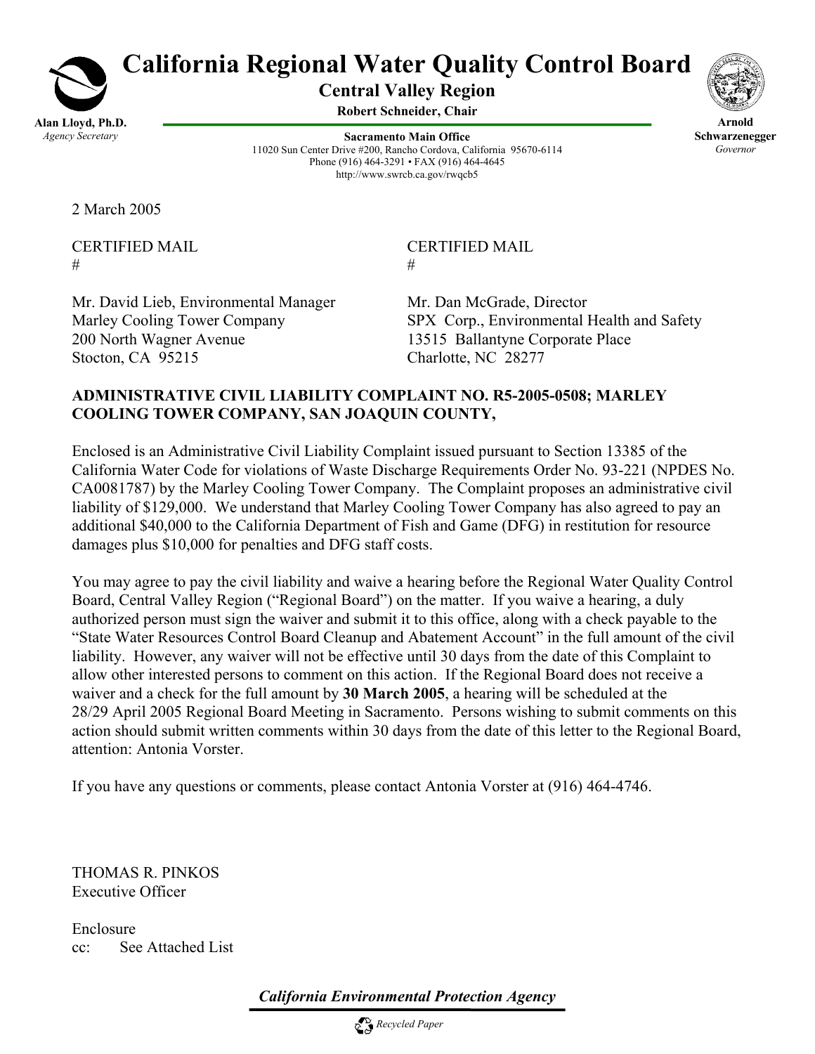# California Regional Water Quality Control Board

**Central Valley Region**

**Robert Schneider, Chair**

**Alan Lloyd, Ph.D.**
*Agency Secretary*

**Sacramento Main Office**
11020 Sun Center Drive #200, Rancho Cordova, California 95670-6114
Phone (916) 464-3291 • FAX (916) 464-4645
http://www.swrcb.ca.gov/rwqcb5

**Arnold Schwarzenegger**
*Governor*

2 March 2005

CERTIFIED MAIL
#

Mr. David Lieb, Environmental Manager
Marley Cooling Tower Company
200 North Wagner Avenue
Stocton, CA 95215

CERTIFIED MAIL
#

Mr. Dan McGrade, Director
SPX Corp., Environmental Health and Safety
13515 Ballantyne Corporate Place
Charlotte, NC 28277

**ADMINISTRATIVE CIVIL LIABILITY COMPLAINT NO. R5-2005-0508; MARLEY COOLING TOWER COMPANY, SAN JOAQUIN COUNTY,**

Enclosed is an Administrative Civil Liability Complaint issued pursuant to Section 13385 of the California Water Code for violations of Waste Discharge Requirements Order No. 93-221 (NPDES No. CA0081787) by the Marley Cooling Tower Company. The Complaint proposes an administrative civil liability of $129,000. We understand that Marley Cooling Tower Company has also agreed to pay an additional $40,000 to the California Department of Fish and Game (DFG) in restitution for resource damages plus $10,000 for penalties and DFG staff costs.

You may agree to pay the civil liability and waive a hearing before the Regional Water Quality Control Board, Central Valley Region ("Regional Board") on the matter. If you waive a hearing, a duly authorized person must sign the waiver and submit it to this office, along with a check payable to the "State Water Resources Control Board Cleanup and Abatement Account" in the full amount of the civil liability. However, any waiver will not be effective until 30 days from the date of this Complaint to allow other interested persons to comment on this action. If the Regional Board does not receive a waiver and a check for the full amount by **30 March 2005**, a hearing will be scheduled at the 28/29 April 2005 Regional Board Meeting in Sacramento. Persons wishing to submit comments on this action should submit written comments within 30 days from the date of this letter to the Regional Board, attention: Antonia Vorster.

If you have any questions or comments, please contact Antonia Vorster at (916) 464-4746.

THOMAS R. PINKOS
Executive Officer

Enclosure
cc: See Attached List

***California Environmental Protection Agency***

*Recycled Paper*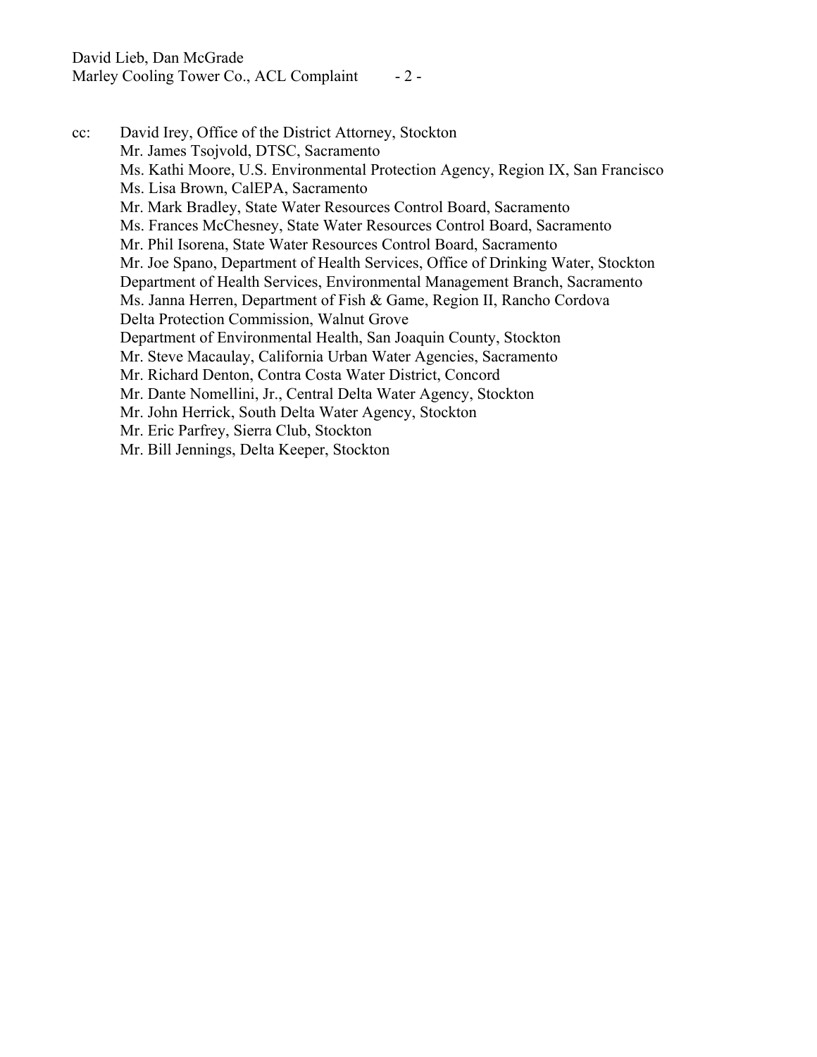cc: David Irey, Office of the District Attorney, Stockton
Mr. James Tsojvold, DTSC, Sacramento
Ms. Kathi Moore, U.S. Environmental Protection Agency, Region IX, San Francisco
Ms. Lisa Brown, CalEPA, Sacramento
Mr. Mark Bradley, State Water Resources Control Board, Sacramento
Ms. Frances McChesney, State Water Resources Control Board, Sacramento
Mr. Phil Isorena, State Water Resources Control Board, Sacramento
Mr. Joe Spano, Department of Health Services, Office of Drinking Water, Stockton
Department of Health Services, Environmental Management Branch, Sacramento
Ms. Janna Herren, Department of Fish & Game, Region II, Rancho Cordova
Delta Protection Commission, Walnut Grove
Department of Environmental Health, San Joaquin County, Stockton
Mr. Steve Macaulay, California Urban Water Agencies, Sacramento
Mr. Richard Denton, Contra Costa Water District, Concord
Mr. Dante Nomellini, Jr., Central Delta Water Agency, Stockton
Mr. John Herrick, South Delta Water Agency, Stockton
Mr. Eric Parfrey, Sierra Club, Stockton
Mr. Bill Jennings, Delta Keeper, Stockton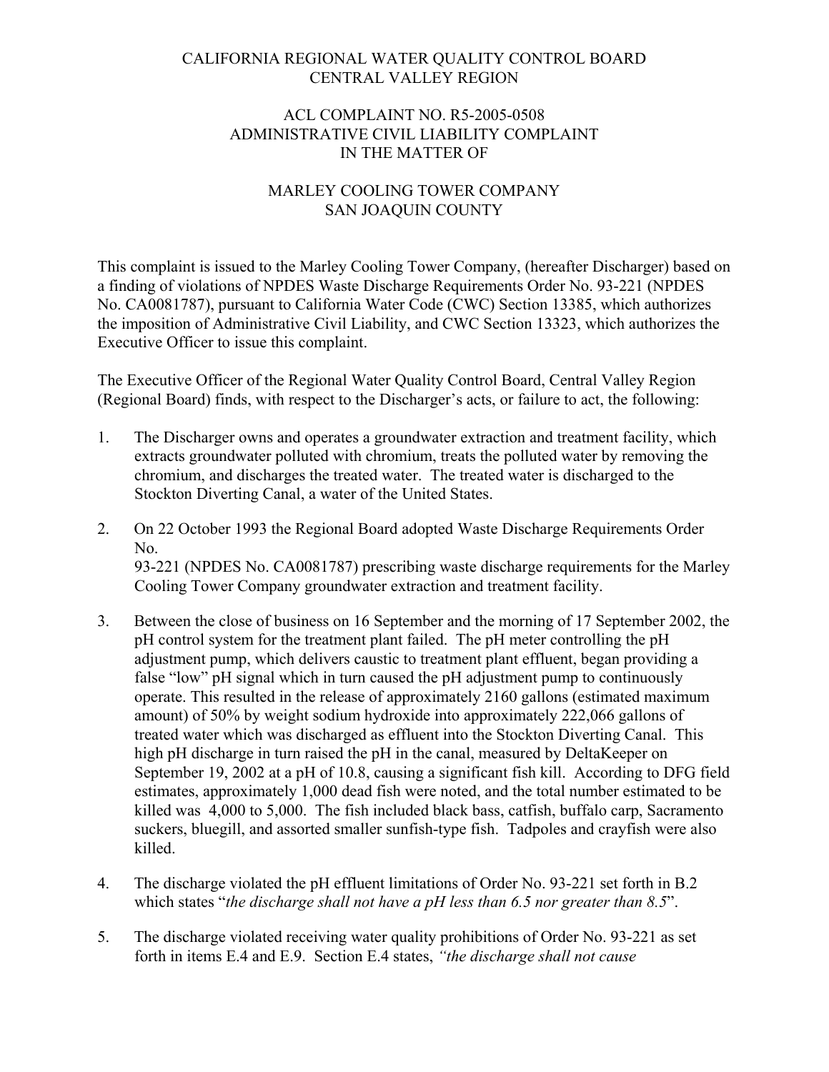CALIFORNIA REGIONAL WATER QUALITY CONTROL BOARD
CENTRAL VALLEY REGION

ACL COMPLAINT NO. R5-2005-0508
ADMINISTRATIVE CIVIL LIABILITY COMPLAINT
IN THE MATTER OF

MARLEY COOLING TOWER COMPANY
SAN JOAQUIN COUNTY

This complaint is issued to the Marley Cooling Tower Company, (hereafter Discharger) based on a finding of violations of NPDES Waste Discharge Requirements Order No. 93-221 (NPDES No. CA0081787), pursuant to California Water Code (CWC) Section 13385, which authorizes the imposition of Administrative Civil Liability, and CWC Section 13323, which authorizes the Executive Officer to issue this complaint.

The Executive Officer of the Regional Water Quality Control Board, Central Valley Region (Regional Board) finds, with respect to the Discharger's acts, or failure to act, the following:

1. The Discharger owns and operates a groundwater extraction and treatment facility, which extracts groundwater polluted with chromium, treats the polluted water by removing the chromium, and discharges the treated water. The treated water is discharged to the Stockton Diverting Canal, a water of the United States.

2. On 22 October 1993 the Regional Board adopted Waste Discharge Requirements Order No.
93-221 (NPDES No. CA0081787) prescribing waste discharge requirements for the Marley Cooling Tower Company groundwater extraction and treatment facility.

3. Between the close of business on 16 September and the morning of 17 September 2002, the pH control system for the treatment plant failed. The pH meter controlling the pH adjustment pump, which delivers caustic to treatment plant effluent, began providing a false "low" pH signal which in turn caused the pH adjustment pump to continuously operate. This resulted in the release of approximately 2160 gallons (estimated maximum amount) of 50% by weight sodium hydroxide into approximately 222,066 gallons of treated water which was discharged as effluent into the Stockton Diverting Canal. This high pH discharge in turn raised the pH in the canal, measured by DeltaKeeper on September 19, 2002 at a pH of 10.8, causing a significant fish kill. According to DFG field estimates, approximately 1,000 dead fish were noted, and the total number estimated to be killed was 4,000 to 5,000. The fish included black bass, catfish, buffalo carp, Sacramento suckers, bluegill, and assorted smaller sunfish-type fish. Tadpoles and crayfish were also killed.

4. The discharge violated the pH effluent limitations of Order No. 93-221 set forth in B.2 which states "*the discharge shall not have a pH less than 6.5 nor greater than 8.5*".

5. The discharge violated receiving water quality prohibitions of Order No. 93-221 as set forth in items E.4 and E.9. Section E.4 states, *"the discharge shall not cause*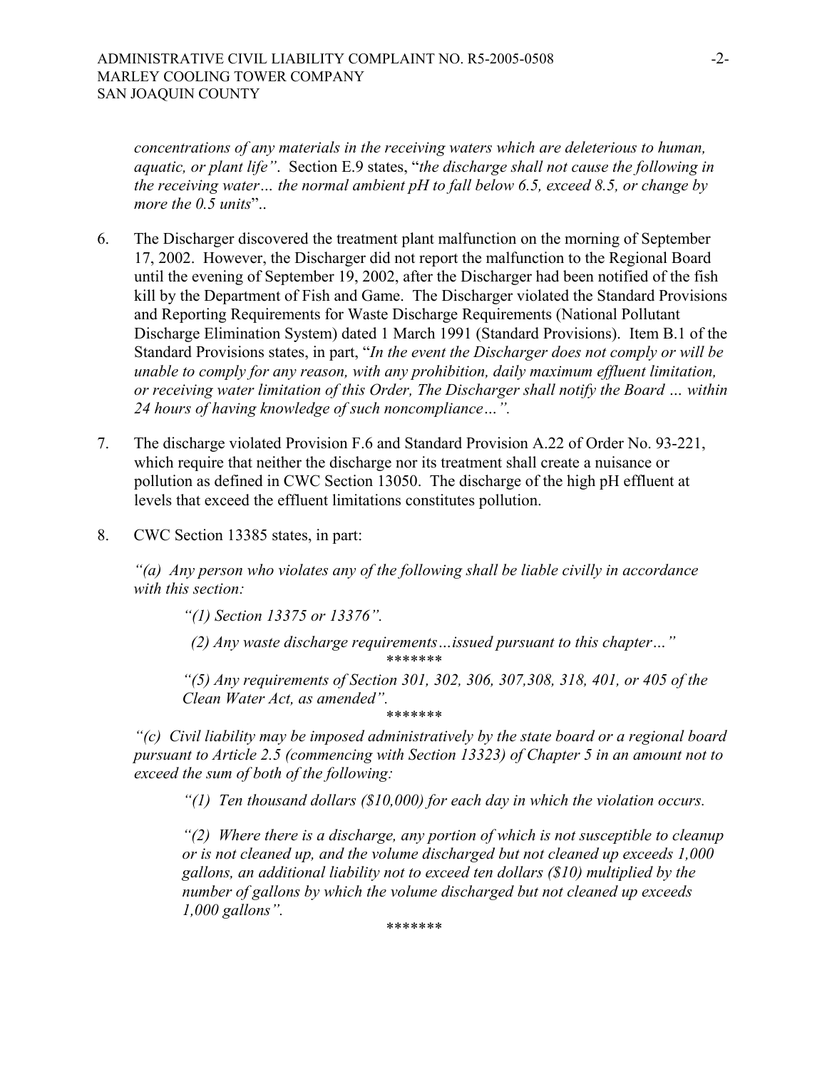*concentrations of any materials in the receiving waters which are deleterious to human, aquatic, or plant life"*. Section E.9 states, "*the discharge shall not cause the following in the receiving water… the normal ambient pH to fall below 6.5, exceed 8.5, or change by more the 0.5 units*"..

6. The Discharger discovered the treatment plant malfunction on the morning of September 17, 2002. However, the Discharger did not report the malfunction to the Regional Board until the evening of September 19, 2002, after the Discharger had been notified of the fish kill by the Department of Fish and Game. The Discharger violated the Standard Provisions and Reporting Requirements for Waste Discharge Requirements (National Pollutant Discharge Elimination System) dated 1 March 1991 (Standard Provisions). Item B.1 of the Standard Provisions states, in part, "*In the event the Discharger does not comply or will be unable to comply for any reason, with any prohibition, daily maximum effluent limitation, or receiving water limitation of this Order, The Discharger shall notify the Board … within 24 hours of having knowledge of such noncompliance…".*

7. The discharge violated Provision F.6 and Standard Provision A.22 of Order No. 93-221, which require that neither the discharge nor its treatment shall create a nuisance or pollution as defined in CWC Section 13050. The discharge of the high pH effluent at levels that exceed the effluent limitations constitutes pollution.

8. CWC Section 13385 states, in part:

   *"(a) Any person who violates any of the following shall be liable civilly in accordance with this section:*

   *"(1) Section 13375 or 13376".*

   *(2) Any waste discharge requirements…issued pursuant to this chapter…"*

   *\*\*\*\*\*\*\**

   *"(5) Any requirements of Section 301, 302, 306, 307,308, 318, 401, or 405 of the Clean Water Act, as amended".*

   *\*\*\*\*\*\*\**

   *"(c) Civil liability may be imposed administratively by the state board or a regional board pursuant to Article 2.5 (commencing with Section 13323) of Chapter 5 in an amount not to exceed the sum of both of the following:*

   *"(1) Ten thousand dollars ($10,000) for each day in which the violation occurs.*

   *"(2) Where there is a discharge, any portion of which is not susceptible to cleanup or is not cleaned up, and the volume discharged but not cleaned up exceeds 1,000 gallons, an additional liability not to exceed ten dollars ($10) multiplied by the number of gallons by which the volume discharged but not cleaned up exceeds 1,000 gallons".*

   *\*\*\*\*\*\*\**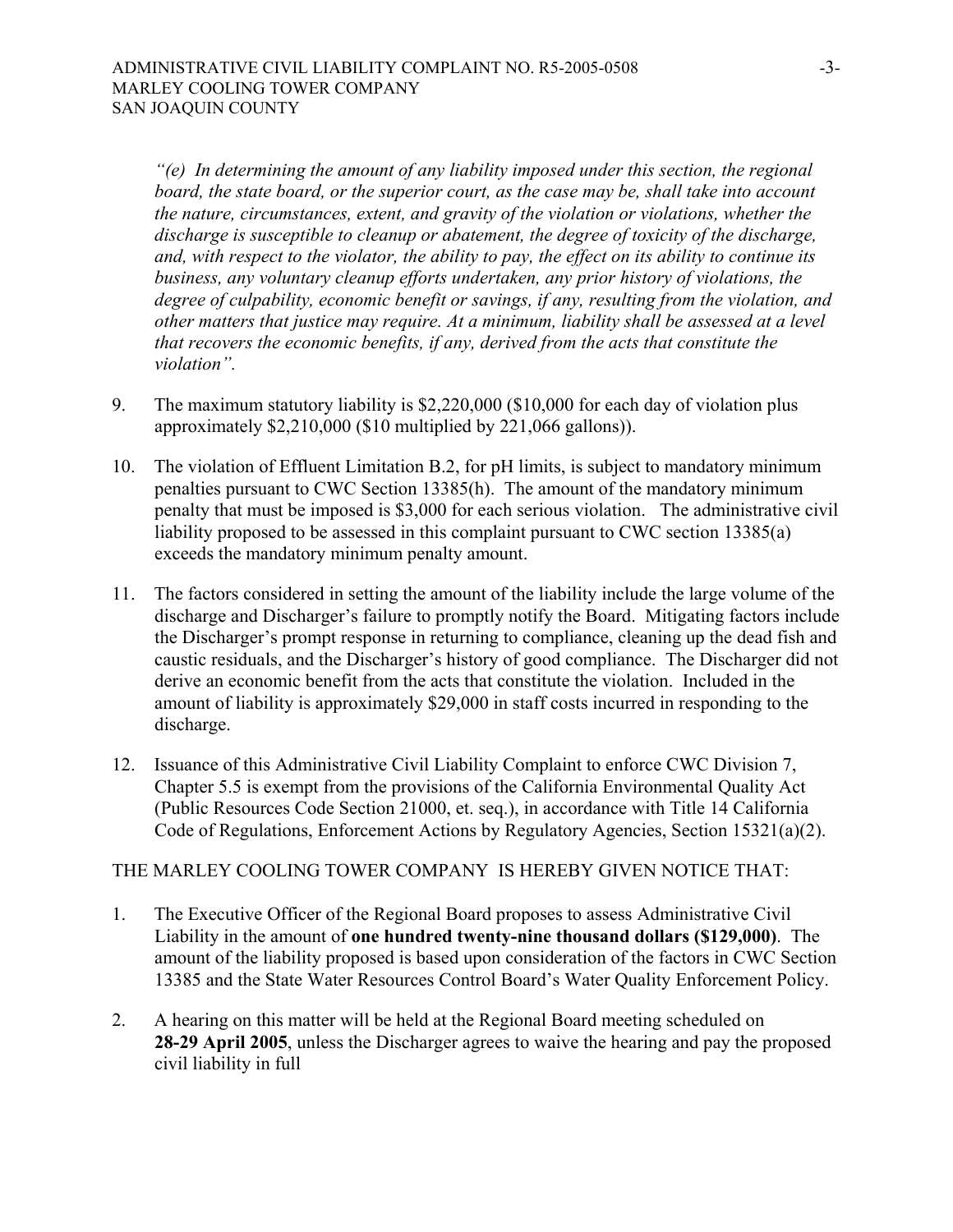*"(e) In determining the amount of any liability imposed under this section, the regional board, the state board, or the superior court, as the case may be, shall take into account the nature, circumstances, extent, and gravity of the violation or violations, whether the discharge is susceptible to cleanup or abatement, the degree of toxicity of the discharge, and, with respect to the violator, the ability to pay, the effect on its ability to continue its business, any voluntary cleanup efforts undertaken, any prior history of violations, the degree of culpability, economic benefit or savings, if any, resulting from the violation, and other matters that justice may require. At a minimum, liability shall be assessed at a level that recovers the economic benefits, if any, derived from the acts that constitute the violation".*

9. The maximum statutory liability is $2,220,000 ($10,000 for each day of violation plus approximately $2,210,000 ($10 multiplied by 221,066 gallons)).

10. The violation of Effluent Limitation B.2, for pH limits, is subject to mandatory minimum penalties pursuant to CWC Section 13385(h). The amount of the mandatory minimum penalty that must be imposed is $3,000 for each serious violation. The administrative civil liability proposed to be assessed in this complaint pursuant to CWC section 13385(a) exceeds the mandatory minimum penalty amount.

11. The factors considered in setting the amount of the liability include the large volume of the discharge and Discharger's failure to promptly notify the Board. Mitigating factors include the Discharger's prompt response in returning to compliance, cleaning up the dead fish and caustic residuals, and the Discharger's history of good compliance. The Discharger did not derive an economic benefit from the acts that constitute the violation. Included in the amount of liability is approximately $29,000 in staff costs incurred in responding to the discharge.

12. Issuance of this Administrative Civil Liability Complaint to enforce CWC Division 7, Chapter 5.5 is exempt from the provisions of the California Environmental Quality Act (Public Resources Code Section 21000, et. seq.), in accordance with Title 14 California Code of Regulations, Enforcement Actions by Regulatory Agencies, Section 15321(a)(2).

THE MARLEY COOLING TOWER COMPANY IS HEREBY GIVEN NOTICE THAT:

1. The Executive Officer of the Regional Board proposes to assess Administrative Civil Liability in the amount of **one hundred twenty-nine thousand dollars ($129,000)**. The amount of the liability proposed is based upon consideration of the factors in CWC Section 13385 and the State Water Resources Control Board's Water Quality Enforcement Policy.

2. A hearing on this matter will be held at the Regional Board meeting scheduled on **28-29 April 2005**, unless the Discharger agrees to waive the hearing and pay the proposed civil liability in full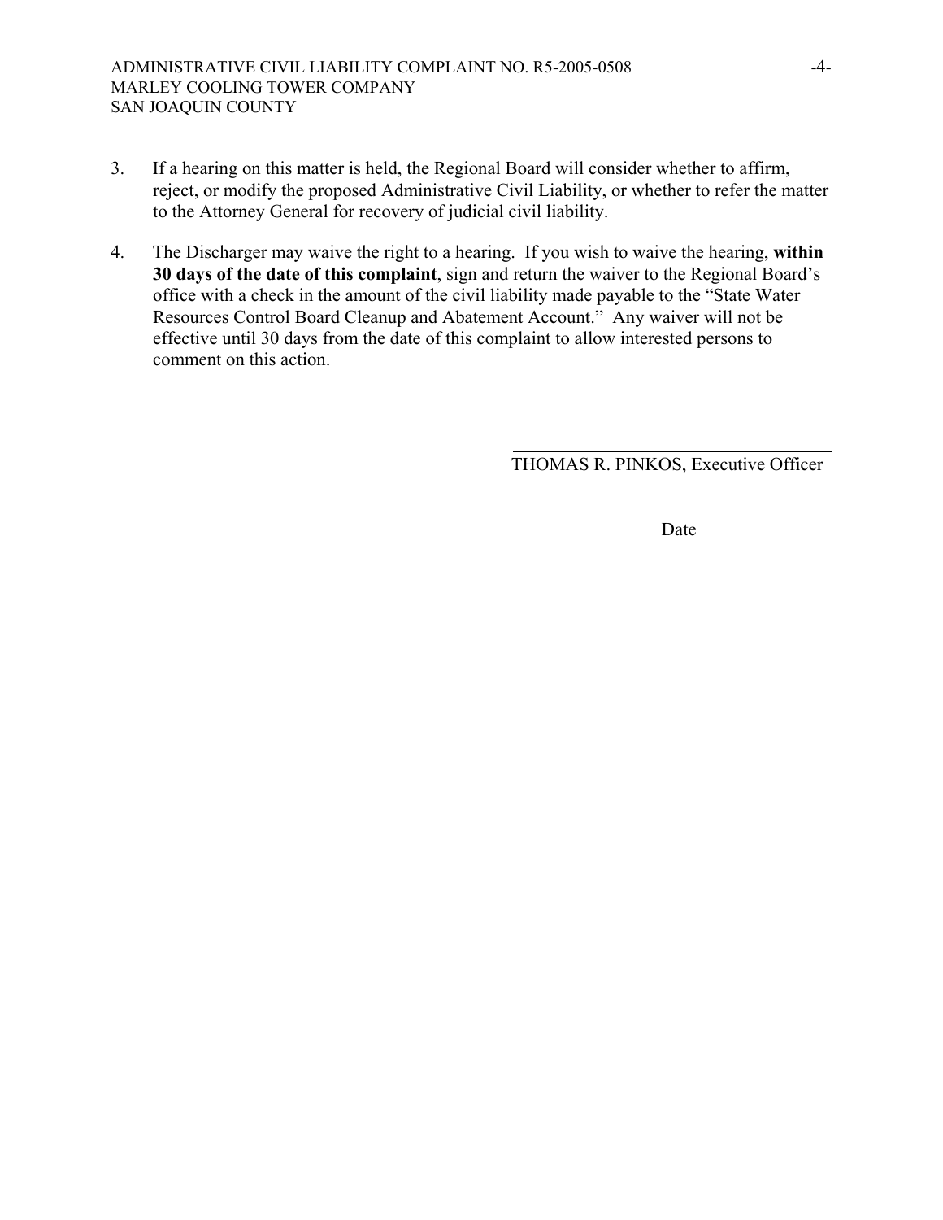3. If a hearing on this matter is held, the Regional Board will consider whether to affirm, reject, or modify the proposed Administrative Civil Liability, or whether to refer the matter to the Attorney General for recovery of judicial civil liability.

4. The Discharger may waive the right to a hearing. If you wish to waive the hearing, **within 30 days of the date of this complaint**, sign and return the waiver to the Regional Board's office with a check in the amount of the civil liability made payable to the "State Water Resources Control Board Cleanup and Abatement Account." Any waiver will not be effective until 30 days from the date of this complaint to allow interested persons to comment on this action.

THOMAS R. PINKOS, Executive Officer

Date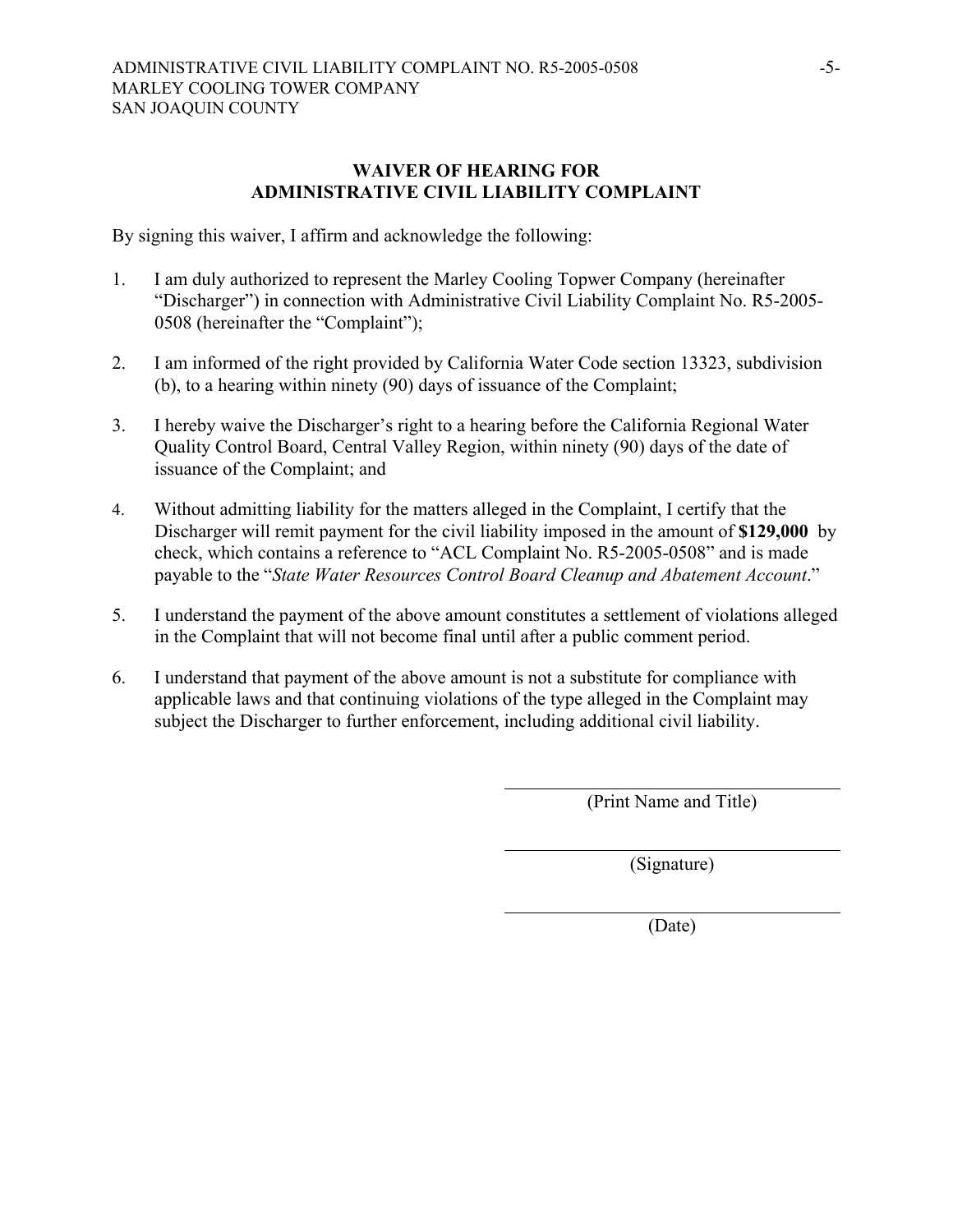## WAIVER OF HEARING FOR ADMINISTRATIVE CIVIL LIABILITY COMPLAINT

By signing this waiver, I affirm and acknowledge the following:

1. I am duly authorized to represent the Marley Cooling Topwer Company (hereinafter "Discharger") in connection with Administrative Civil Liability Complaint No. R5-2005-0508 (hereinafter the "Complaint");

2. I am informed of the right provided by California Water Code section 13323, subdivision (b), to a hearing within ninety (90) days of issuance of the Complaint;

3. I hereby waive the Discharger's right to a hearing before the California Regional Water Quality Control Board, Central Valley Region, within ninety (90) days of the date of issuance of the Complaint; and

4. Without admitting liability for the matters alleged in the Complaint, I certify that the Discharger will remit payment for the civil liability imposed in the amount of **$129,000** by check, which contains a reference to "ACL Complaint No. R5-2005-0508" and is made payable to the "*State Water Resources Control Board Cleanup and Abatement Account*."

5. I understand the payment of the above amount constitutes a settlement of violations alleged in the Complaint that will not become final until after a public comment period.

6. I understand that payment of the above amount is not a substitute for compliance with applicable laws and that continuing violations of the type alleged in the Complaint may subject the Discharger to further enforcement, including additional civil liability.

\_\_\_\_\_\_\_\_\_\_\_\_\_\_\_\_\_\_\_\_\_\_\_\_\_\_\_\_\_\_\_\_\_\_\_\_

(Print Name and Title)

\_\_\_\_\_\_\_\_\_\_\_\_\_\_\_\_\_\_\_\_\_\_\_\_\_\_\_\_\_\_\_\_\_\_\_\_

(Signature)

\_\_\_\_\_\_\_\_\_\_\_\_\_\_\_\_\_\_\_\_\_\_\_\_\_\_\_\_\_\_\_\_\_\_\_\_

(Date)